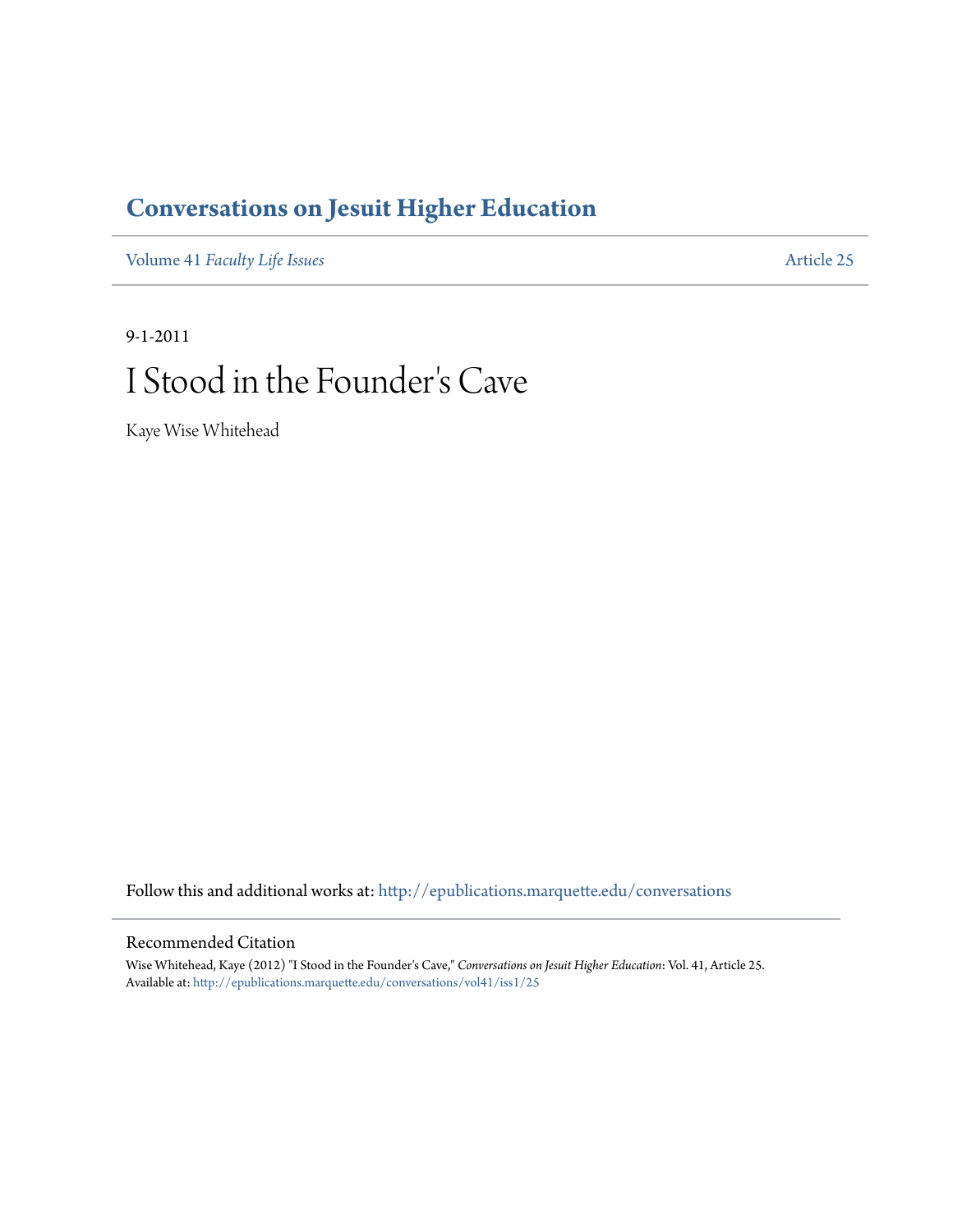# Conversations on Jesuit Higher Education

Volume 41 *Faculty Life Issues* | Article 25

9-1-2011

## I Stood in the Founder's Cave

Kaye Wise Whitehead

Follow this and additional works at: http://epublications.marquette.edu/conversations

### Recommended Citation

Wise Whitehead, Kaye (2012) "I Stood in the Founder's Cave," *Conversations on Jesuit Higher Education*: Vol. 41, Article 25.
Available at: http://epublications.marquette.edu/conversations/vol41/iss1/25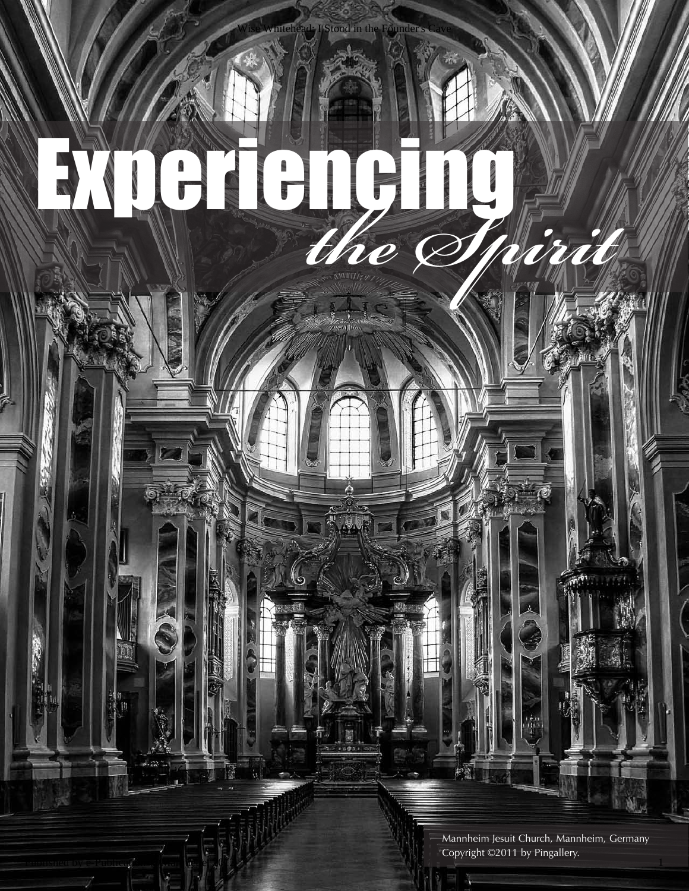# Experiencing *the Spirit*

Mannheim Jesuit Church, Mannheim, Germany
Copyright ©2011 by Pingallery.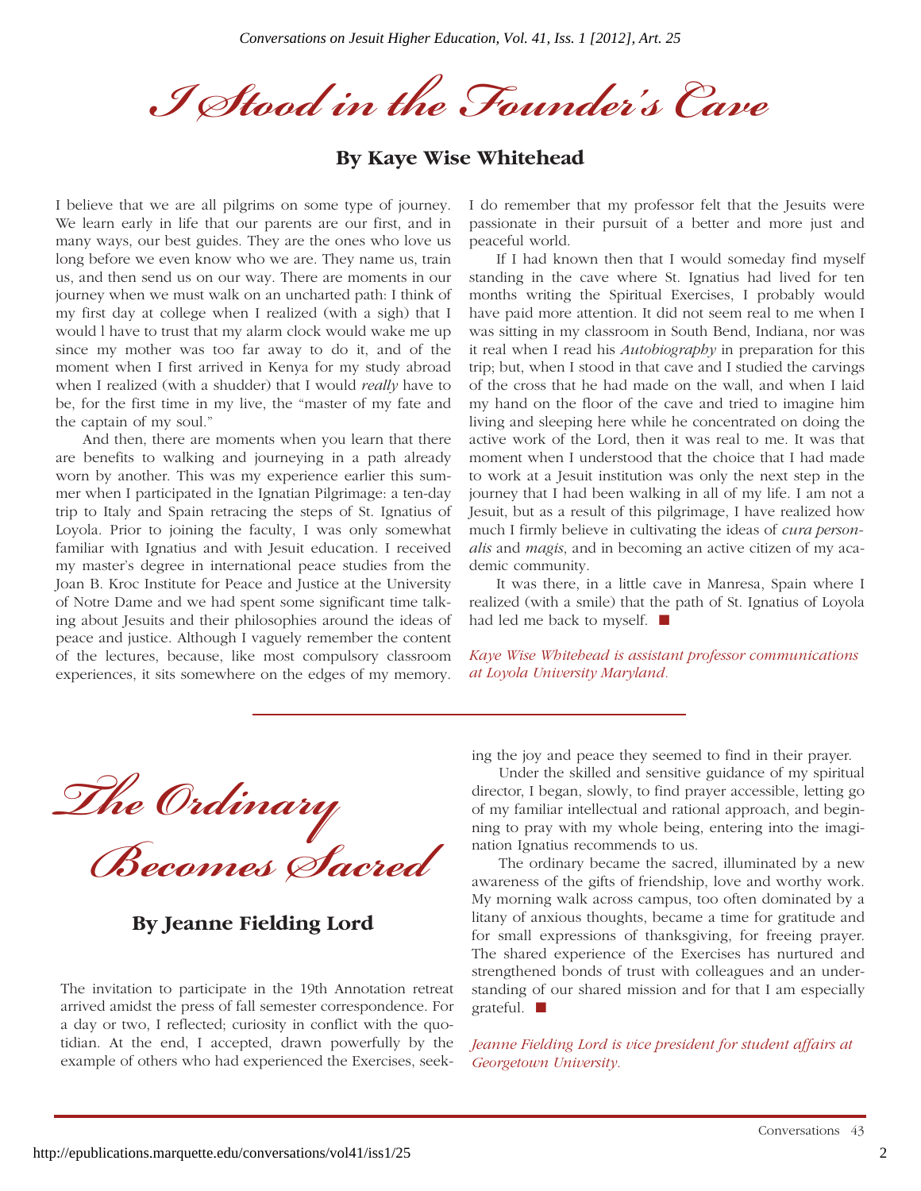# I Stood in the Founder's Cave

### By Kaye Wise Whitehead

I believe that we are all pilgrims on some type of journey. We learn early in life that our parents are our first, and in many ways, our best guides. They are the ones who love us long before we even know who we are. They name us, train us, and then send us on our way. There are moments in our journey when we must walk on an uncharted path: I think of my first day at college when I realized (with a sigh) that I would l have to trust that my alarm clock would wake me up since my mother was too far away to do it, and of the moment when I first arrived in Kenya for my study abroad when I realized (with a shudder) that I would *really* have to be, for the first time in my live, the "master of my fate and the captain of my soul."

And then, there are moments when you learn that there are benefits to walking and journeying in a path already worn by another. This was my experience earlier this summer when I participated in the Ignatian Pilgrimage: a ten-day trip to Italy and Spain retracing the steps of St. Ignatius of Loyola. Prior to joining the faculty, I was only somewhat familiar with Ignatius and with Jesuit education. I received my master's degree in international peace studies from the Joan B. Kroc Institute for Peace and Justice at the University of Notre Dame and we had spent some significant time talking about Jesuits and their philosophies around the ideas of peace and justice. Although I vaguely remember the content of the lectures, because, like most compulsory classroom experiences, it sits somewhere on the edges of my memory. I do remember that my professor felt that the Jesuits were passionate in their pursuit of a better and more just and peaceful world.

If I had known then that I would someday find myself standing in the cave where St. Ignatius had lived for ten months writing the Spiritual Exercises, I probably would have paid more attention. It did not seem real to me when I was sitting in my classroom in South Bend, Indiana, nor was it real when I read his *Autobiography* in preparation for this trip; but, when I stood in that cave and I studied the carvings of the cross that he had made on the wall, and when I laid my hand on the floor of the cave and tried to imagine him living and sleeping here while he concentrated on doing the active work of the Lord, then it was real to me. It was that moment when I understood that the choice that I had made to work at a Jesuit institution was only the next step in the journey that I had been walking in all of my life. I am not a Jesuit, but as a result of this pilgrimage, I have realized how much I firmly believe in cultivating the ideas of *cura personalis* and *magis*, and in becoming an active citizen of my academic community.

It was there, in a little cave in Manresa, Spain where I realized (with a smile) that the path of St. Ignatius of Loyola had led me back to myself. ■

*Kaye Wise Whitehead is assistant professor communications at Loyola University Maryland.*

# The Ordinary Becomes Sacred

### By Jeanne Fielding Lord

The invitation to participate in the 19th Annotation retreat arrived amidst the press of fall semester correspondence. For a day or two, I reflected; curiosity in conflict with the quotidian. At the end, I accepted, drawn powerfully by the example of others who had experienced the Exercises, seeking the joy and peace they seemed to find in their prayer.

Under the skilled and sensitive guidance of my spiritual director, I began, slowly, to find prayer accessible, letting go of my familiar intellectual and rational approach, and beginning to pray with my whole being, entering into the imagination Ignatius recommends to us.

The ordinary became the sacred, illuminated by a new awareness of the gifts of friendship, love and worthy work. My morning walk across campus, too often dominated by a litany of anxious thoughts, became a time for gratitude and for small expressions of thanksgiving, for freeing prayer. The shared experience of the Exercises has nurtured and strengthened bonds of trust with colleagues and an understanding of our shared mission and for that I am especially grateful. ■

*Jeanne Fielding Lord is vice president for student affairs at Georgetown University.*